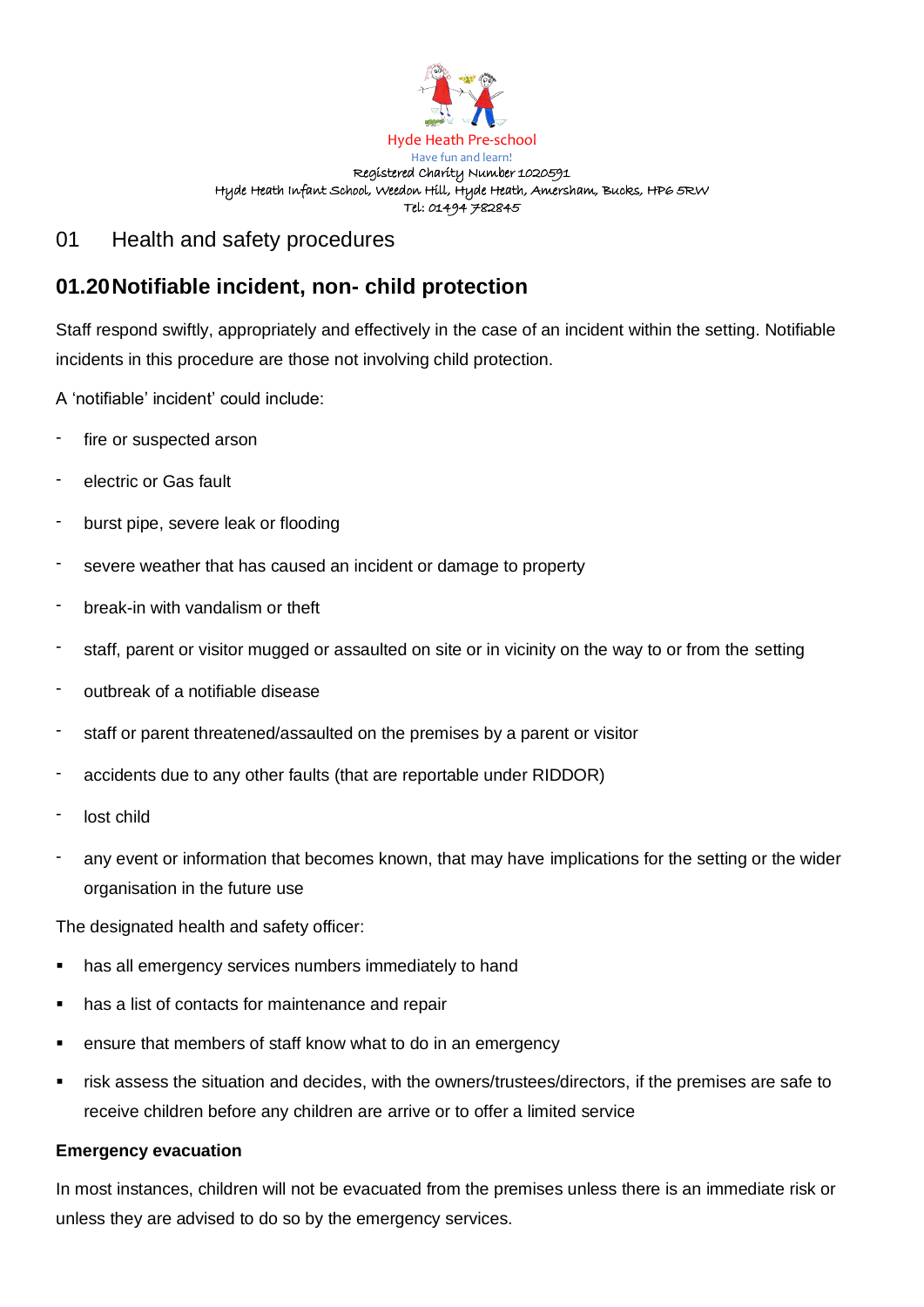Hyde Heath Pre-school

Have fun and learn!

Registered Charity Number 1020591

Hyde Heath Infant School, Weedon Hill, Hyde Heath, Amersham, Bucks, HP6 5RW

Tel: 01494 782845

## 01 Health and safety procedures

## 01.20 Notifiable incident, non- child protection

Staff respond swiftly, appropriately and effectively in the case of an incident within the setting. Notifiable incidents in this procedure are those not involving child protection.

A 'notifiable' incident' could include:

- fire or suspected arson
- electric or Gas fault
- burst pipe, severe leak or flooding
- severe weather that has caused an incident or damage to property
- break-in with vandalism or theft
- staff, parent or visitor mugged or assaulted on site or in vicinity on the way to or from the setting
- outbreak of a notifiable disease
- staff or parent threatened/assaulted on the premises by a parent or visitor
- accidents due to any other faults (that are reportable under RIDDOR)
- lost child
- any event or information that becomes known, that may have implications for the setting or the wider organisation in the future use

The designated health and safety officer:

- has all emergency services numbers immediately to hand
- has a list of contacts for maintenance and repair
- ensure that members of staff know what to do in an emergency
- risk assess the situation and decides, with the owners/trustees/directors, if the premises are safe to receive children before any children are arrive or to offer a limited service

**Emergency evacuation**

In most instances, children will not be evacuated from the premises unless there is an immediate risk or unless they are advised to do so by the emergency services.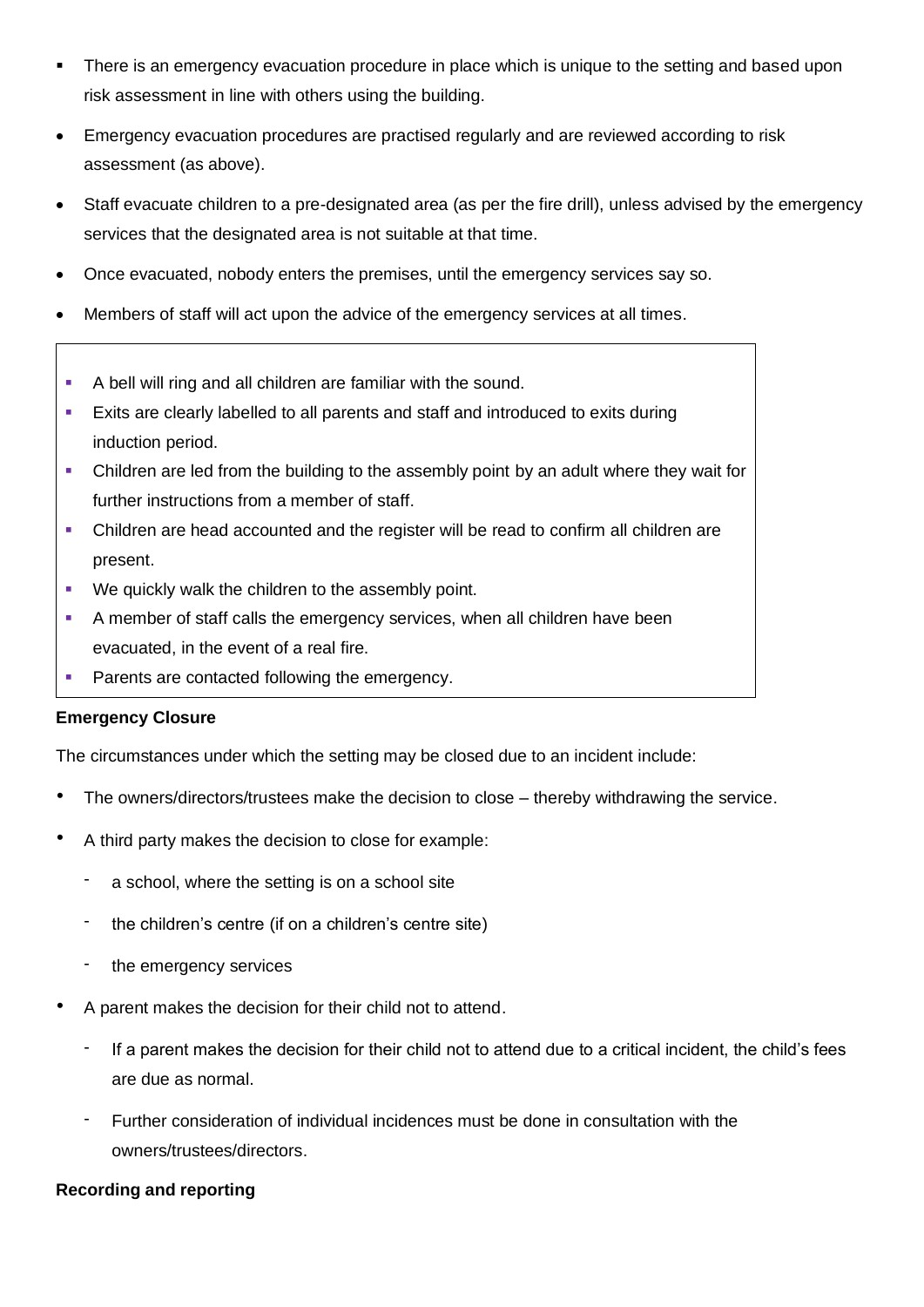- There is an emergency evacuation procedure in place which is unique to the setting and based upon risk assessment in line with others using the building.
- Emergency evacuation procedures are practised regularly and are reviewed according to risk assessment (as above).
- Staff evacuate children to a pre-designated area (as per the fire drill), unless advised by the emergency services that the designated area is not suitable at that time.
- Once evacuated, nobody enters the premises, until the emergency services say so.
- Members of staff will act upon the advice of the emergency services at all times.

- A bell will ring and all children are familiar with the sound.
- Exits are clearly labelled to all parents and staff and introduced to exits during induction period.
- Children are led from the building to the assembly point by an adult where they wait for further instructions from a member of staff.
- Children are head accounted and the register will be read to confirm all children are present.
- We quickly walk the children to the assembly point.
- A member of staff calls the emergency services, when all children have been evacuated, in the event of a real fire.
- Parents are contacted following the emergency.

**Emergency Closure**

The circumstances under which the setting may be closed due to an incident include:

- The owners/directors/trustees make the decision to close – thereby withdrawing the service.
- A third party makes the decision to close for example:
  - a school, where the setting is on a school site
  - the children's centre (if on a children's centre site)
  - the emergency services
- A parent makes the decision for their child not to attend.
  - If a parent makes the decision for their child not to attend due to a critical incident, the child's fees are due as normal.
  - Further consideration of individual incidences must be done in consultation with the owners/trustees/directors.

**Recording and reporting**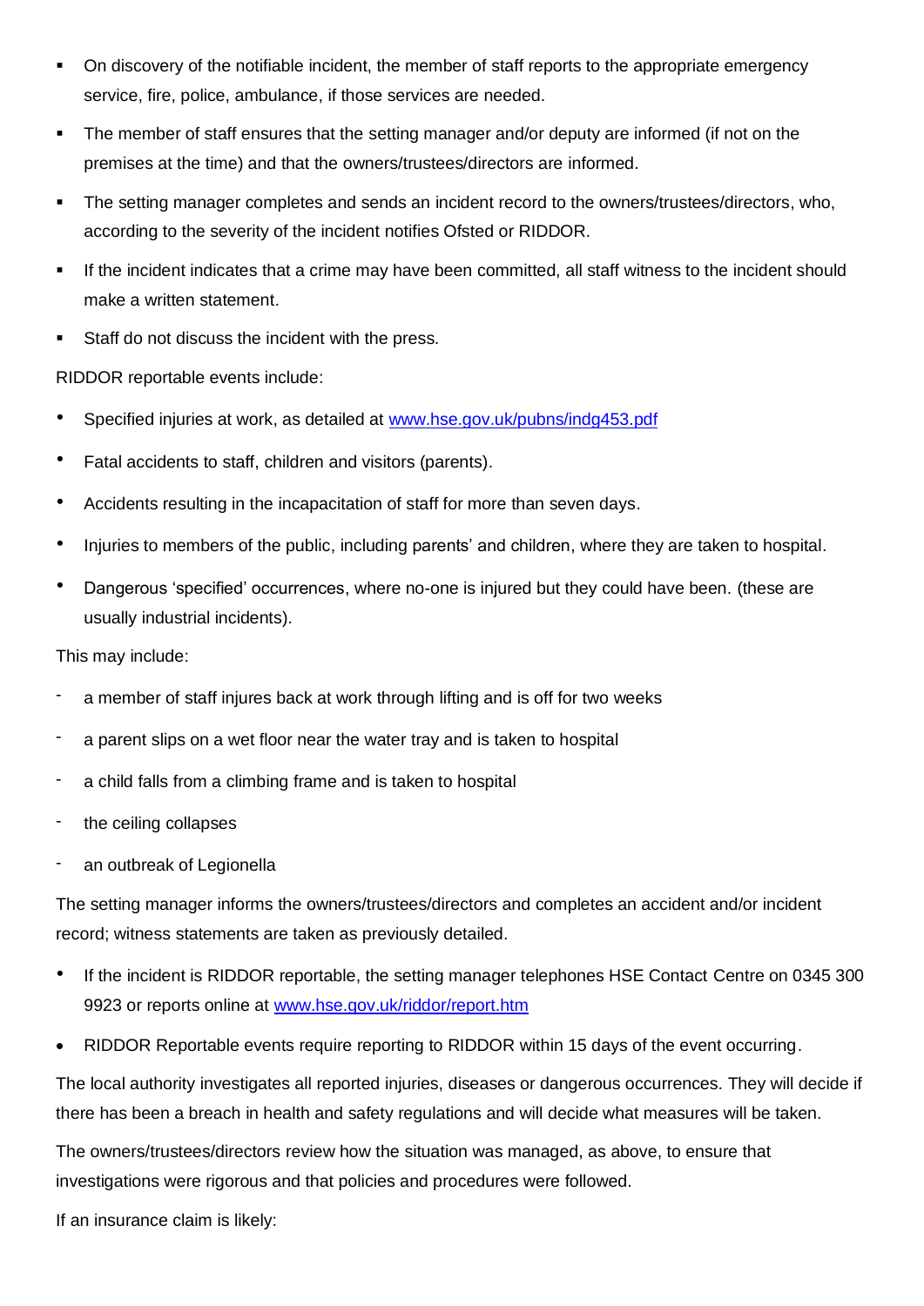- On discovery of the notifiable incident, the member of staff reports to the appropriate emergency service, fire, police, ambulance, if those services are needed.
- The member of staff ensures that the setting manager and/or deputy are informed (if not on the premises at the time) and that the owners/trustees/directors are informed.
- The setting manager completes and sends an incident record to the owners/trustees/directors, who, according to the severity of the incident notifies Ofsted or RIDDOR.
- If the incident indicates that a crime may have been committed, all staff witness to the incident should make a written statement.
- Staff do not discuss the incident with the press.

RIDDOR reportable events include:

- Specified injuries at work, as detailed at [www.hse.gov.uk/pubns/indg453.pdf](www.hse.gov.uk/pubns/indg453.pdf)
- Fatal accidents to staff, children and visitors (parents).
- Accidents resulting in the incapacitation of staff for more than seven days.
- Injuries to members of the public, including parents' and children, where they are taken to hospital.
- Dangerous 'specified' occurrences, where no-one is injured but they could have been. (these are usually industrial incidents).

This may include:

- a member of staff injures back at work through lifting and is off for two weeks
- a parent slips on a wet floor near the water tray and is taken to hospital
- a child falls from a climbing frame and is taken to hospital
- the ceiling collapses
- an outbreak of Legionella

The setting manager informs the owners/trustees/directors and completes an accident and/or incident record; witness statements are taken as previously detailed.

- If the incident is RIDDOR reportable, the setting manager telephones HSE Contact Centre on 0345 300 9923 or reports online at [www.hse.gov.uk/riddor/report.htm](www.hse.gov.uk/riddor/report.htm)
- RIDDOR Reportable events require reporting to RIDDOR within 15 days of the event occurring.

The local authority investigates all reported injuries, diseases or dangerous occurrences. They will decide if there has been a breach in health and safety regulations and will decide what measures will be taken.

The owners/trustees/directors review how the situation was managed, as above, to ensure that investigations were rigorous and that policies and procedures were followed.

If an insurance claim is likely: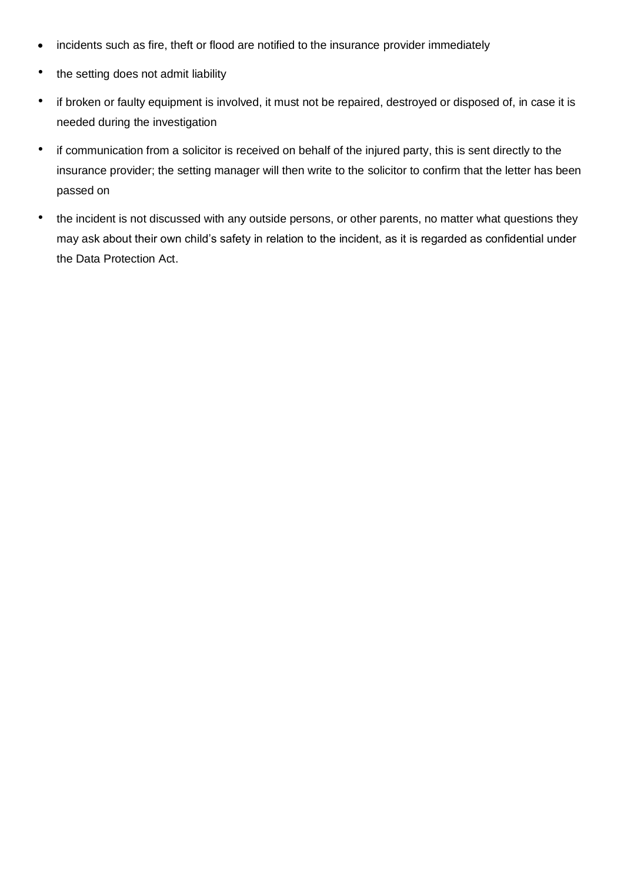- incidents such as fire, theft or flood are notified to the insurance provider immediately
- the setting does not admit liability
- if broken or faulty equipment is involved, it must not be repaired, destroyed or disposed of, in case it is needed during the investigation
- if communication from a solicitor is received on behalf of the injured party, this is sent directly to the insurance provider; the setting manager will then write to the solicitor to confirm that the letter has been passed on
- the incident is not discussed with any outside persons, or other parents, no matter what questions they may ask about their own child's safety in relation to the incident, as it is regarded as confidential under the Data Protection Act.